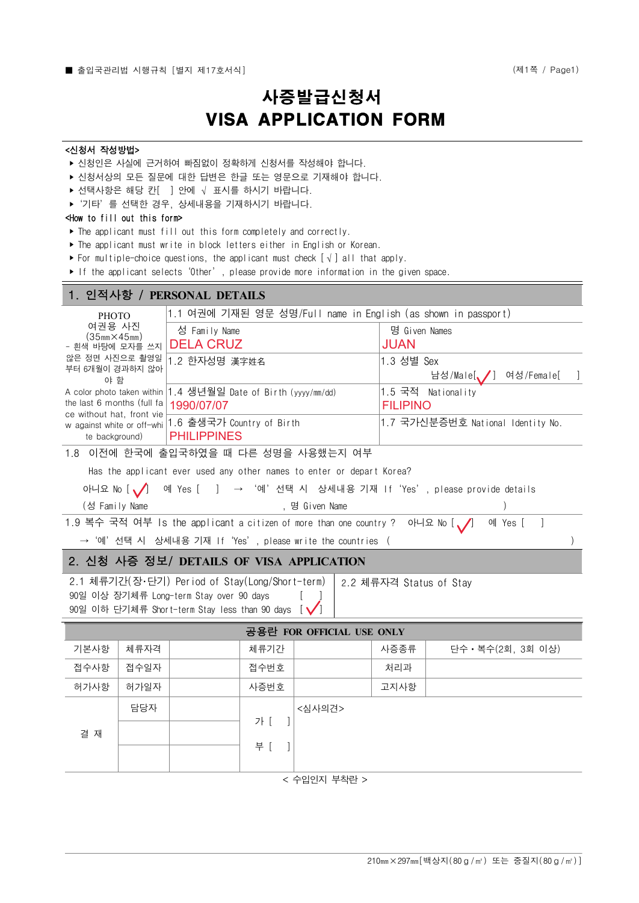■ 출입국관리법 시행규칙 [별지 제17호서식]

# 사증발급신청서
# VISA APPLICATION FORM

**<신청서 작성방법>**

- 신청인은 사실에 근거하여 빠짐없이 정확하게 신청서를 작성해야 합니다.
- 신청서상의 모든 질문에 대한 답변은 한글 또는 영문으로 기재해야 합니다.
- 선택사항은 해당 칸[ ] 안에 √ 표시를 하시기 바랍니다.
- '기타' 를 선택한 경우, 상세내용을 기재하시기 바랍니다.

**<How to fill out this form>**

- The applicant must fill out this form completely and correctly.
- The applicant must write in block letters either in English or Korean.
- For multiple-choice questions, the applicant must check [ √ ] all that apply.
- If the applicant selects 'Other' , please provide more information in the given space.

## 1. 인적사항 / PERSONAL DETAILS

| PHOTO 여권용 사진 (35㎜×45㎜) - 흰색 바탕에 모자를 쓰지 않은 정면 사진으로 촬영일부터 6개월이 경과하지 않아야 함 A color photo taken within the last 6 months (full face without hat, front view against white or off-white background) | 1.1 여권에 기재된 영문 성명/Full name in English (as shown in passport) | |
|---|---|---|
| | 성 Family Name<br>DELA CRUZ | 명 Given Names<br>JUAN |
| | 1.2 한자성명 漢字姓名 | 1.3 성별 Sex<br>남성/Male[ √ ] 여성/Female[ ] |
| | 1.4 생년월일 Date of Birth (yyyy/mm/dd)<br>1990/07/07 | 1.5 국적 Nationality<br>FILIPINO |
| | 1.6 출생국가 Country of Birth<br>PHILIPPINES | 1.7 국가신분증번호 National Identity No. |

1.8 이전에 한국에 출입국하였을 때 다른 성명을 사용했는지 여부

Has the applicant ever used any other names to enter or depart Korea?

아니요 No [ √ ] 예 Yes [ ] → '예' 선택 시 상세내용 기재 If 'Yes' , please provide details

(성 Family Name , 명 Given Name )

1.9 복수 국적 여부 Is the applicant a citizen of more than one country ? 아니요 No [ √ ] 예 Yes [ ]

→ '예' 선택 시 상세내용 기재 If 'Yes' , please write the countries ( )

## 2. 신청 사증 정보/ DETAILS OF VISA APPLICATION

| 2.1 체류기간(장·단기) Period of Stay(Long/Short-term) | 2.2 체류자격 Status of Stay |
|---|---|
| 90일 이상 장기체류 Long-term Stay over 90 days [ ]<br>90일 이하 단기체류 Short-term Stay less than 90 days [ √ ] | |

| 공용란 FOR OFFICIAL USE ONLY | | | | | | |
|---|---|---|---|---|---|---|
| 기본사항 | 체류자격 | | 체류기간 | | 사증종류 | 단수 · 복수(2회, 3회 이상) |
| 접수사항 | 접수일자 | | 접수번호 | | 처리과 | |
| 허가사항 | 허가일자 | | 사증번호 | | 고지사항 | |
| 결 재 | 담당자 | | 가 [ ]<br>부 [ ] | <심사의견> | | |
| | | | | | | |
| | | | | | | |

< 수입인지 부착란 >

210㎜×297㎜[백상지(80ｇ/㎡) 또는 중질지(80ｇ/㎡)]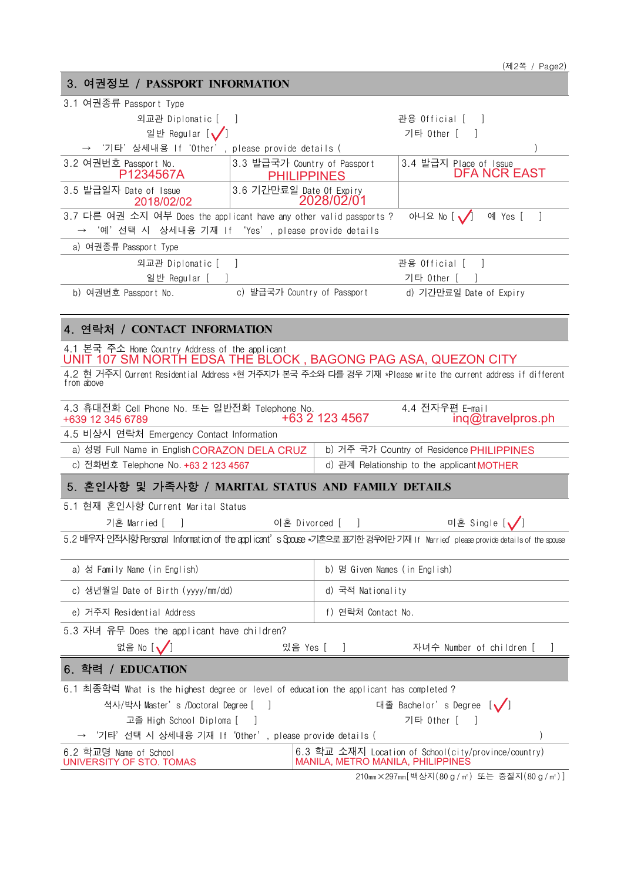(제2쪽 / Page2)

## 3. 여권정보 / PASSPORT INFORMATION

3.1 여권종류 Passport Type

| | |
|---|---|
| 외교관 Diplomatic [ ] | 관용 Official [ ] |
| 일반 Regular [✓] | 기타 Other [ ] |

→ '기타' 상세내용 If 'Other', please provide details ( )

| | | |
|---|---|---|
| 3.2 여권번호 Passport No. P1234567A | 3.3 발급국가 Country of Passport PHILIPPINES | 3.4 발급지 Place of Issue DFA NCR EAST |
| 3.5 발급일자 Date of Issue 2018/02/02 | 3.6 기간만료일 Date Of Expiry 2028/02/01 | |

3.7 다른 여권 소지 여부 Does the applicant have any other valid passports ? 아니오 No [✓] 예 Yes [ ]
→ '예' 선택 시 상세내용 기재 If 'Yes', please provide details

a) 여권종류 Passport Type

| | |
|---|---|
| 외교관 Diplomatic [ ] | 관용 Official [ ] |
| 일반 Regular [ ] | 기타 Other [ ] |

b) 여권번호 Passport No. c) 발급국가 Country of Passport d) 기간만료일 Date of Expiry

## 4. 연락처 / CONTACT INFORMATION

4.1 본국 주소 Home Country Address of the applicant
UNIT 107 SM NORTH EDSA THE BLOCK , BAGONG PAG ASA, QUEZON CITY

4.2 현 거주지 Current Residential Address *현 거주지가 본국 주소와 다를 경우 기재 *Please write the current address if different from above

4.3 휴대전화 Cell Phone No. 또는 일반전화 Telephone No.
+639 12 345 6789 +63 2 123 4567

4.4 전자우편 E-mail inq@travelpros.ph

4.5 비상시 연락처 Emergency Contact Information

| | |
|---|---|
| a) 성명 Full Name in English CORAZON DELA CRUZ | b) 거주 국가 Country of Residence PHILIPPINES |
| c) 전화번호 Telephone No. +63 2 123 4567 | d) 관계 Relationship to the applicant MOTHER |

## 5. 혼인사항 및 가족사항 / MARITAL STATUS AND FAMILY DETAILS

5.1 현재 혼인사항 Current Marital Status

기혼 Married [ ] 이혼 Divorced [ ] 미혼 Single [✓]

5.2 배우자 인적사항 Personal Information of the applicant's Spouse *기혼으로 표기한 경우에만 기재 If 'Married' please provide details of the spouse

| | |
|---|---|
| a) 성 Family Name (in English) | b) 명 Given Names (in English) |
| c) 생년월일 Date of Birth (yyyy/mm/dd) | d) 국적 Nationality |
| e) 거주지 Residential Address | f) 연락처 Contact No. |

5.3 자녀 유무 Does the applicant have children?

없음 No [✓] 있음 Yes [ ] 자녀수 Number of children [ ]

## 6. 학력 / EDUCATION

6.1 최종학력 What is the highest degree or level of education the applicant has completed ?

| | |
|---|---|
| 석사/박사 Master's /Doctoral Degree [ ] | 대졸 Bachelor's Degree [✓] |
| 고졸 High School Diploma [ ] | 기타 Other [ ] |

→ '기타' 선택 시 상세내용 기재 If 'Other', please provide details ( )

| | |
|---|---|
| 6.2 학교명 Name of School UNIVERSITY OF STO. TOMAS | 6.3 학교 소재지 Location of School(city/province/country) MANILA, METRO MANILA, PHILIPPINES |

210mm×297mm[백상지(80g/㎡) 또는 중질지(80g/㎡)]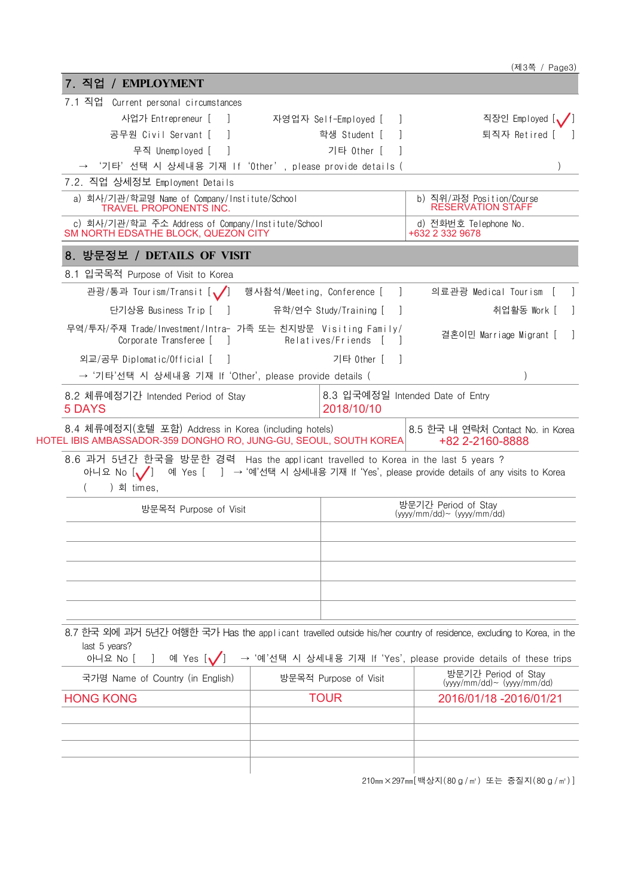## 7. 직업 / EMPLOYMENT

7.1 직업 Current personal circumstances

사업가 Entrepreneur [ ]　　자영업자 Self-Employed [ ]　　직장인 Employed [✓]

공무원 Civil Servant [ ]　　학생 Student [ ]　　퇴직자 Retired [ ]

무직 Unemployed [ ]　　기타 Other [ ]

→ '기타' 선택 시 상세내용 기재 If 'Other', please provide details ( )

7.2. 직업 상세정보 Employment Details

| a) 회사/기관/학교명 Name of Company/Institute/School | b) 직위/과정 Position/Course |
|---|---|
| TRAVEL PROPONENTS INC. | RESERVATION STAFF |
| c) 회사/기관/학교 주소 Address of Company/Institute/School | d) 전화번호 Telephone No. |
| SM NORTH EDSATHE BLOCK, QUEZON CITY | +632 2 332 9678 |

## 8. 방문정보 / DETAILS OF VISIT

8.1 입국목적 Purpose of Visit to Korea

관광/통과 Tourism/Transit [✓]　　행사참석/Meeting, Conference [ ]　　의료관광 Medical Tourism [ ]

단기상용 Business Trip [ ]　　유학/연수 Study/Training [ ]　　취업활동 Work [ ]

무역/투자/주재 Trade/Investment/Intra-Corporate Transferee [ ]　　가족 또는 친지방문 Visiting Family/Relatives/Friends [ ]　　결혼이민 Marriage Migrant [ ]

외교/공무 Diplomatic/Official [ ]　　기타 Other [ ]

→ '기타'선택 시 상세내용 기재 If 'Other', please provide details ( )

| 8.2 체류예정기간 Intended Period of Stay | 8.3 입국예정일 Intended Date of Entry |
|---|---|
| 5 DAYS | 2018/10/10 |

| 8.4 체류예정지(호텔 포함) Address in Korea (including hotels) | 8.5 한국 내 연락처 Contact No. in Korea |
|---|---|
| HOTEL IBIS AMBASSADOR-359 DONGHO RO, JUNG-GU, SEOUL, SOUTH KOREA | +82 2-2160-8888 |

8.6 과거 5년간 한국을 방문한 경력 Has the applicant travelled to Korea in the last 5 years ?

아니요 No [✓]　　예 Yes [ ]　→ '예'선택 시 상세내용 기재 If 'Yes', please provide details of any visits to Korea

( ) 회 times,

| 방문목적 Purpose of Visit | 방문기간 Period of Stay (yyyy/mm/dd)~ (yyyy/mm/dd) |
|---|---|
| | |
| | |
| | |
| | |
| | |

8.7 한국 외에 과거 5년간 여행한 국가 Has the applicant travelled outside his/her country of residence, excluding to Korea, in the last 5 years?

아니요 No [ ]　　예 Yes [✓]　→ '예'선택 시 상세내용 기재 If 'Yes', please provide details of these trips

| 국가명 Name of Country (in English) | 방문목적 Purpose of Visit | 방문기간 Period of Stay (yyyy/mm/dd)~ (yyyy/mm/dd) |
|---|---|---|
| HONG KONG | TOUR | 2016/01/18 -2016/01/21 |
| | | |
| | | |
| | | |
| | | |

210㎜×297㎜[백상지(80g/㎡) 또는 중질지(80g/㎡)]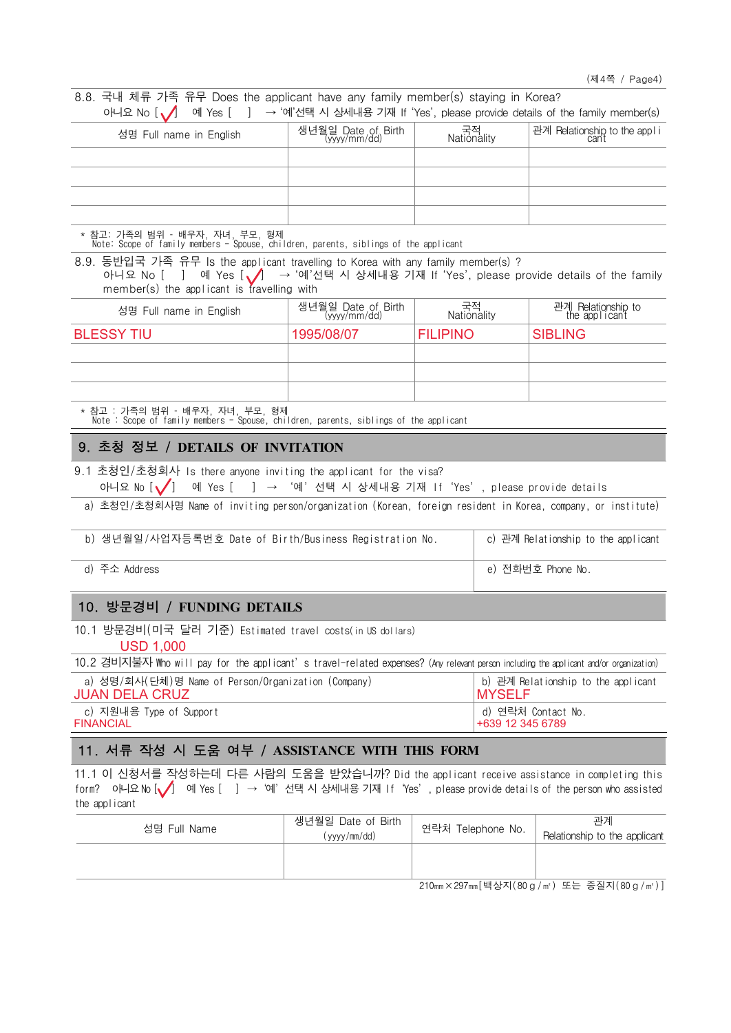(제4쪽 / Page4)

8.8. 국내 체류 가족 유무 Does the applicant have any family member(s) staying in Korea?
아니요 No [✓] 예 Yes [ ] → '예'선택 시 상세내용 기재 If 'Yes', please provide details of the family member(s)

| 성명 Full name in English | 생년월일 Date of Birth (yyyy/mm/dd) | 국적 Nationality | 관계 Relationship to the applicant |
|---|---|---|---|
| | | | |
| | | | |
| | | | |
| | | | |

* 참고: 가족의 범위 - 배우자, 자녀, 부모, 형제
Note: Scope of family members - Spouse, children, parents, siblings of the applicant

8.9. 동반입국 가족 유무 Is the applicant travelling to Korea with any family member(s) ?
아니요 No [ ] 예 Yes [✓] → '예'선택 시 상세내용 기재 If 'Yes', please provide details of the family member(s) the applicant is travelling with

| 성명 Full name in English | 생년월일 Date of Birth (yyyy/mm/dd) | 국적 Nationality | 관계 Relationship to the applicant |
|---|---|---|---|
| BLESSY TIU | 1995/08/07 | FILIPINO | SIBLING |
| | | | |
| | | | |
| | | | |

* 참고 : 가족의 범위 - 배우자, 자녀, 부모, 형제
Note : Scope of family members - Spouse, children, parents, siblings of the applicant

## 9. 초청 정보 / DETAILS OF INVITATION

9.1 초청인/초청회사 Is there anyone inviting the applicant for the visa?
아니요 No [✓] 예 Yes [ ] → '예' 선택 시 상세내용 기재 If 'Yes' , please provide details

a) 초청인/초청회사명 Name of inviting person/organization (Korean, foreign resident in Korea, company, or institute)

| b) 생년월일/사업자등록번호 Date of Birth/Business Registration No. | c) 관계 Relationship to the applicant |
|---|---|
| d) 주소 Address | e) 전화번호 Phone No. |

## 10. 방문경비 / FUNDING DETAILS

10.1 방문경비(미국 달러 기준) Estimated travel costs(in US dollars)
USD 1,000

10.2 경비지불자 Who will pay for the applicant's travel-related expenses? (Any relevant person including the applicant and/or organization)

| a) 성명/회사(단체)명 Name of Person/Organization (Company)<br>JUAN DELA CRUZ | b) 관계 Relationship to the applicant<br>MYSELF |
|---|---|
| c) 지원내용 Type of Support<br>FINANCIAL | d) 연락처 Contact No.<br>+639 12 345 6789 |

## 11. 서류 작성 시 도움 여부 / ASSISTANCE WITH THIS FORM

11.1 이 신청서를 작성하는데 다른 사람의 도움을 받았습니까? Did the applicant receive assistance in completing this form? 아니요 No [✓] 예 Yes [ ] → '예' 선택 시 상세내용 기재 If 'Yes' , please provide details of the person who assisted the applicant

| 성명 Full Name | 생년월일 Date of Birth (yyyy/mm/dd) | 연락처 Telephone No. | 관계 Relationship to the applicant |
|---|---|---|---|
| | | | |

210㎜×297㎜[백상지(80g/㎡) 또는 중질지(80g/㎡)]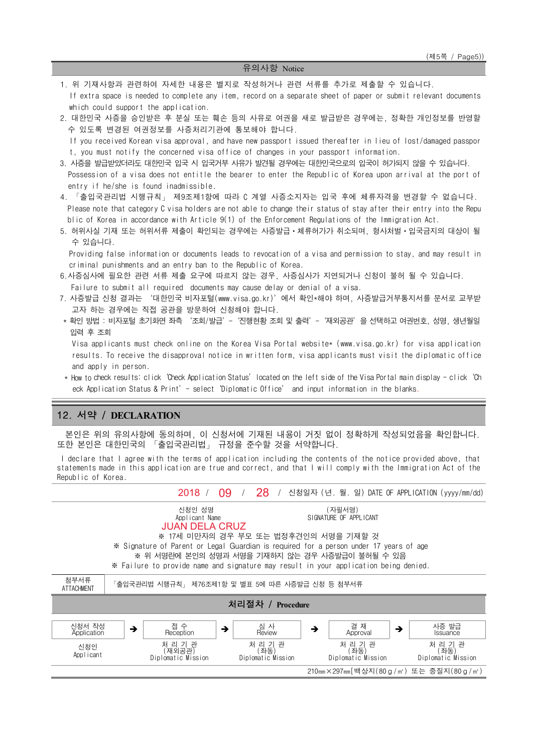## 유의사항 Notice

1. 위 기재사항과 관련하여 자세한 내용은 별지로 작성하거나 관련 서류를 추가로 제출할 수 있습니다.
   If extra space is needed to complete any item, record on a separate sheet of paper or submit relevant documents which could support the application.
2. 대한민국 사증을 승인받은 후 분실 또는 훼손 등의 사유로 여권을 새로 발급받은 경우에는, 정확한 개인정보를 반영할 수 있도록 변경된 여권정보를 사증처리기관에 통보해야 합니다.
   If you received Korean visa approval, and have new passport issued thereafter in lieu of lost/damaged passport, you must notify the concerned visa office of changes in your passport information.
3. 사증을 발급받았더라도 대한민국 입국 시 입국거부 사유가 발견될 경우에는 대한민국으로의 입국이 허가되지 않을 수 있습니다.
   Possession of a visa does not entitle the bearer to enter the Republic of Korea upon arrival at the port of entry if he/she is found inadmissible.
4. 「출입국관리법 시행규칙」 제9조제1항에 따라 C 계열 사증소지자는 입국 후에 체류자격을 변경할 수 없습니다.
   Please note that category C visa holders are not able to change their status of stay after their entry into the Republic of Korea in accordance with Article 9(1) of the Enforcement Regulations of the Immigration Act.
5. 허위사실 기재 또는 허위서류 제출이 확인되는 경우에는 사증발급・체류허가가 취소되며, 형사처벌・입국금지의 대상이 될 수 있습니다.
   Providing false information or documents leads to revocation of a visa and permission to stay, and may result in criminal punishments and an entry ban to the Republic of Korea.
6. 사증심사에 필요한 관련 서류 제출 요구에 따르지 않는 경우, 사증심사가 지연되거나 신청이 불허 될 수 있습니다.
   Failure to submit all required documents may cause delay or denial of a visa.
7. 사증발급 신청 결과는 '대한민국 비자포털(www.visa.go.kr)' 에서 확인*해야 하며, 사증발급거부통지서를 문서로 교부받고자 하는 경우에는 직접 공관을 방문하여 신청해야 합니다.

* 확인 방법 : 비자포털 초기화면 좌측 '조회/발급' - '진행현황 조회 및 출력' - '재외공관' 을 선택하고 여권번호, 성명, 생년월일 입력 후 조회

Visa applicants must check online on the Korea Visa Portal website* (www.visa.go.kr) for visa application results. To receive the disapproval notice in written form, visa applicants must visit the diplomatic office and apply in person.

* How to check results: click 'Check Application Status' located on the left side of the Visa Portal main display - click 'Check Application Status & Print' - select 'Diplomatic Office' and input information in the blanks.

## 12. 서약 / DECLARATION

본인은 위의 유의사항에 동의하며, 이 신청서에 기재된 내용이 거짓 없이 정확하게 작성되었음을 확인합니다. 또한 본인은 대한민국의 「출입국관리법」 규정을 준수할 것을 서약합니다.

I declare that I agree with the terms of application including the contents of the notice provided above, that statements made in this application are true and correct, and that I will comply with the Immigration Act of the Republic of Korea.

2018 / 09 / 28 / 신청일자 (년. 월. 일) DATE OF APPLICATION (yyyy/mm/dd)

신청인 성명 Applicant Name: JUAN DELA CRUZ

(자필서명) SIGNATURE OF APPLICANT

※ 17세 미만자의 경우 부모 또는 법정후견인의 서명을 기재할 것
※ Signature of Parent or Legal Guardian is required for a person under 17 years of age
※ 위 서명란에 본인의 성명과 서명을 기재하지 않는 경우 사증발급이 불허될 수 있음
※ Failure to provide name and signature may result in your application being denied.

| | |
|---|---|
| 첨부서류 ATTACHMENT | 「출입국관리법 시행규칙」 제76조제1항 및 별표 5에 따른 사증발급 신청 등 첨부서류 |

## 처리절차 / Procedure

| 신청서 작성 Application | → | 접 수 Reception | → | 심 사 Review | → | 결 재 Approval | → | 사증 발급 Issuance |
|---|---|---|---|---|---|---|---|---|
| 신청인 Applicant | | 처 리 기 관 (재외공관) Diplomatic Mission | | 처 리 기 관 (좌동) Diplomatic Mission | | 처 리 기 관 (좌동) Diplomatic Mission | | 처 리 기 관 (좌동) Diplomatic Mission |

210㎜×297㎜[백상지(80g/㎡) 또는 중질지(80g/㎡)]